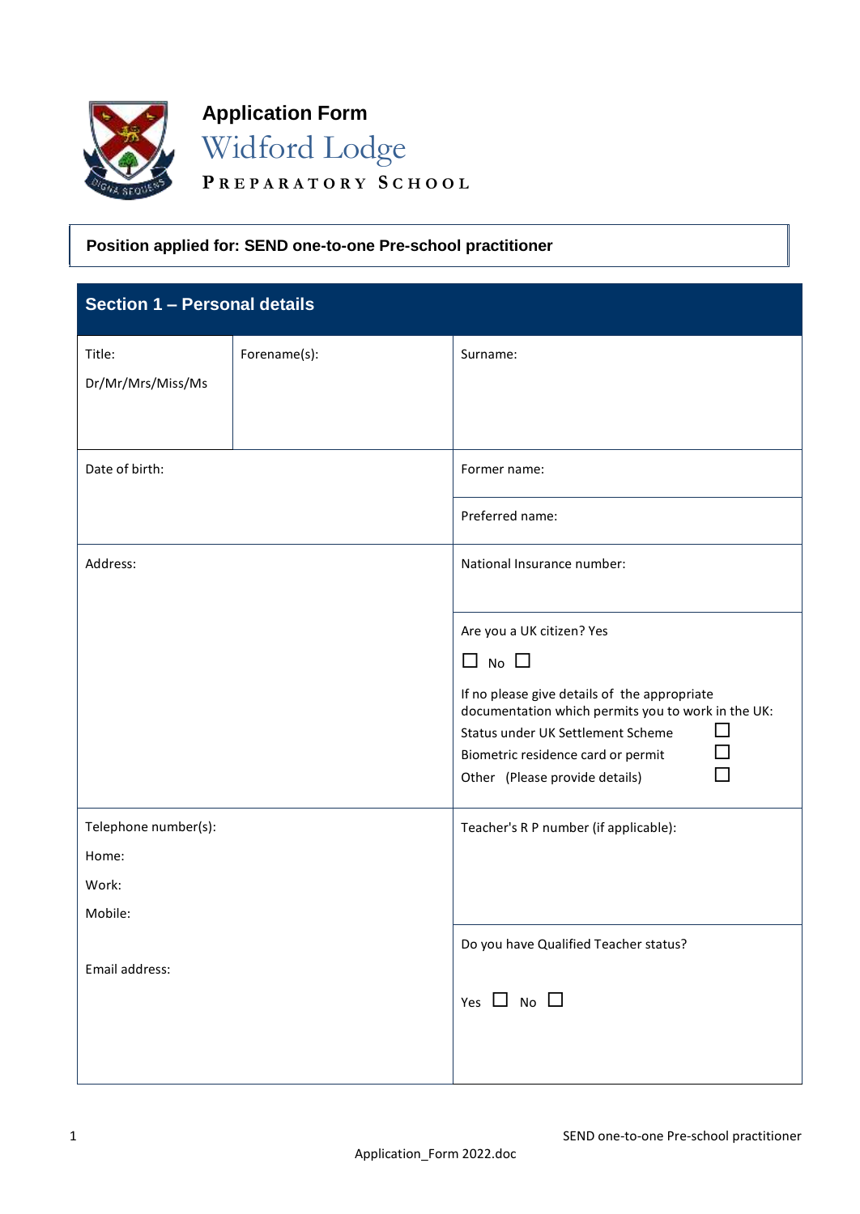# Application Form

## Widford Lodge

**PREPARATORY SCHOOL**

**Position applied for: SEND one-to-one Pre-school practitioner**

## Section 1 – Personal details

| Title: Dr/Mr/Mrs/Miss/Ms | Forename(s): | Surname: |
|---|---|---|
| Date of birth: | | Former name: |
| | | Preferred name: |
| Address: | | National Insurance number: |
| | | Are you a UK citizen? Yes ☐ No ☐<br>If no please give details of the appropriate documentation which permits you to work in the UK:<br>Status under UK Settlement Scheme ☐<br>Biometric residence card or permit ☐<br>Other (Please provide details) ☐ |
| Telephone number(s):<br>Home:<br>Work:<br>Mobile:<br><br>Email address: | | Teacher's R P number (if applicable): |
| | | Do you have Qualified Teacher status?<br>Yes ☐ No ☐ |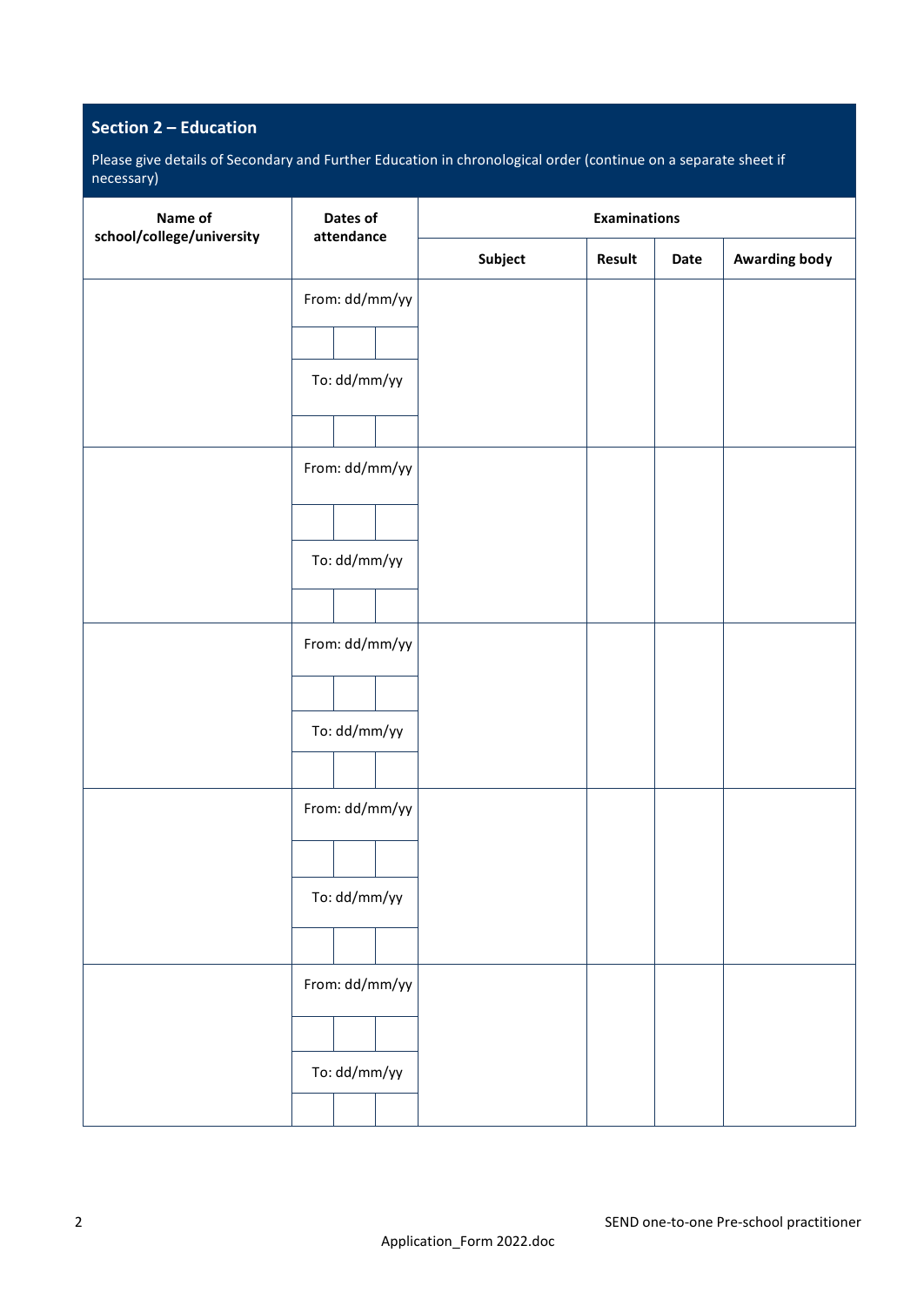## Section 2 – Education

Please give details of Secondary and Further Education in chronological order (continue on a separate sheet if necessary)

| Name of school/college/university | Dates of attendance | Examinations | | | |
|---|---|---|---|---|---|
| | | Subject | Result | Date | Awarding body |
| | From: dd/mm/yy<br><br>To: dd/mm/yy | | | | |
| | From: dd/mm/yy<br><br>To: dd/mm/yy | | | | |
| | From: dd/mm/yy<br><br>To: dd/mm/yy | | | | |
| | From: dd/mm/yy<br><br>To: dd/mm/yy | | | | |
| | From: dd/mm/yy<br><br>To: dd/mm/yy | | | | |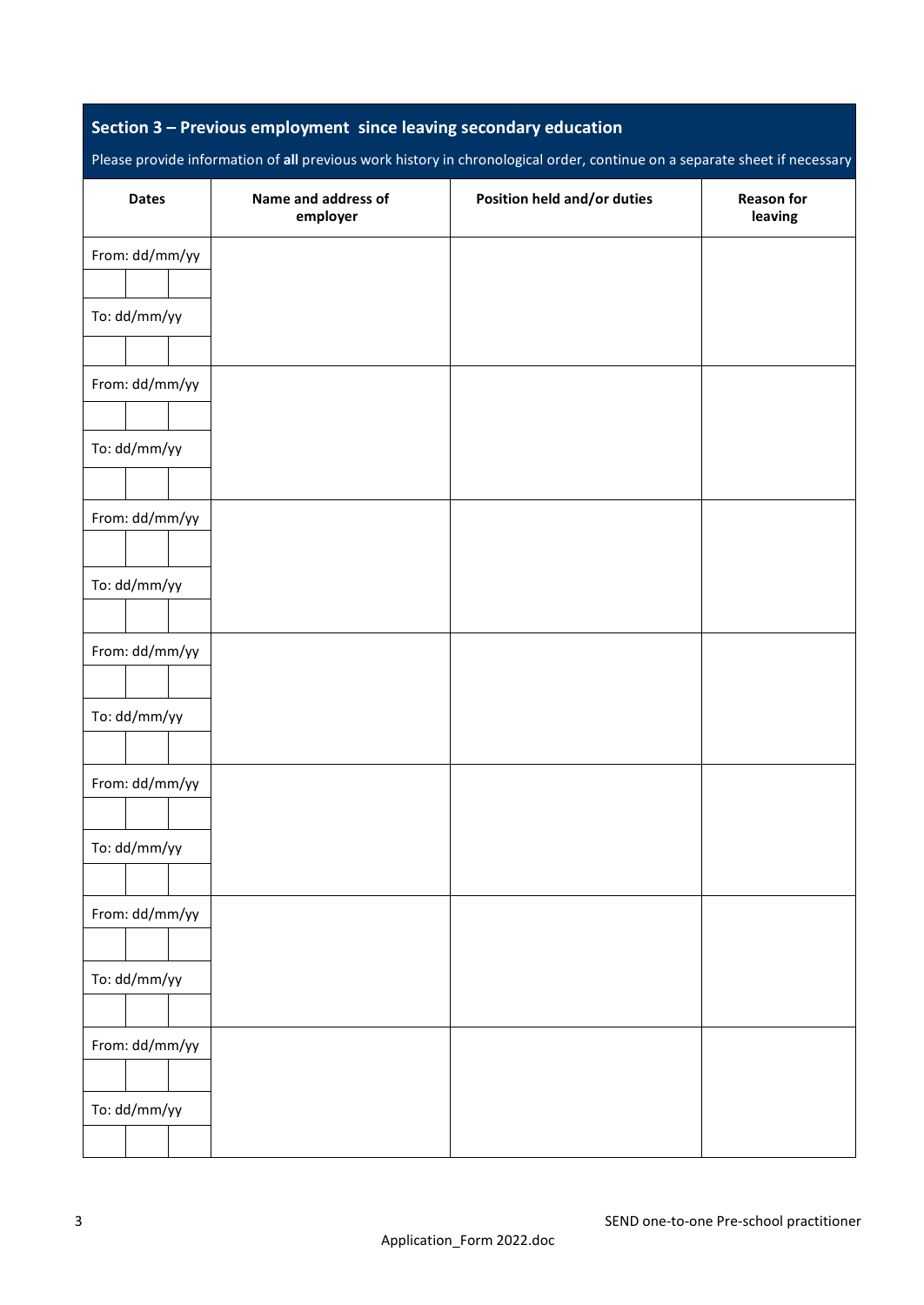## Section 3 – Previous employment since leaving secondary education

Please provide information of **all** previous work history in chronological order, continue on a separate sheet if necessary

| Dates | Name and address of employer | Position held and/or duties | Reason for leaving |
|---|---|---|---|
| From: dd/mm/yy<br><br>To: dd/mm/yy | | | |
| From: dd/mm/yy<br><br>To: dd/mm/yy | | | |
| From: dd/mm/yy<br><br>To: dd/mm/yy | | | |
| From: dd/mm/yy<br><br>To: dd/mm/yy | | | |
| From: dd/mm/yy<br><br>To: dd/mm/yy | | | |
| From: dd/mm/yy<br><br>To: dd/mm/yy | | | |
| From: dd/mm/yy<br><br>To: dd/mm/yy | | | |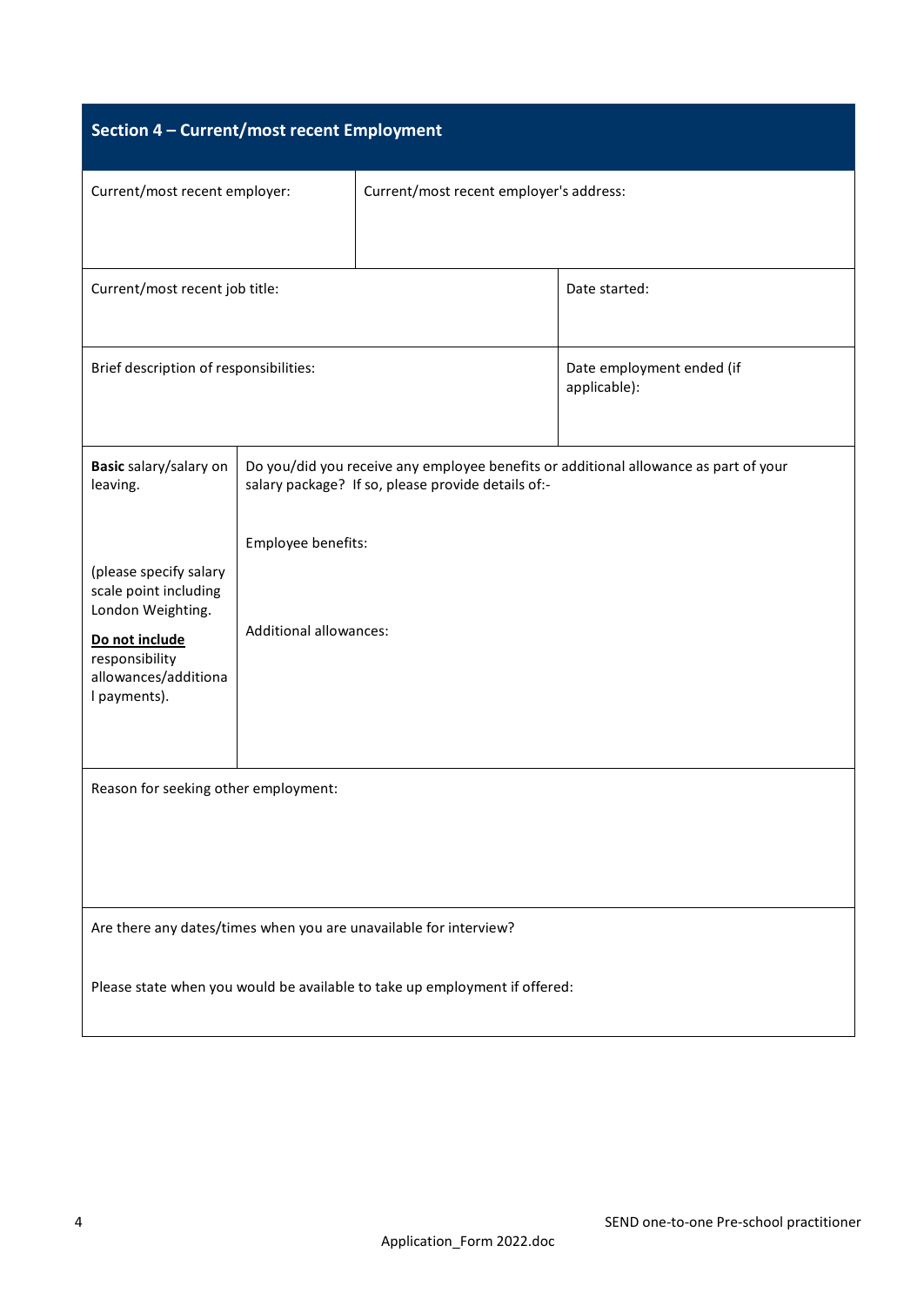## Section 4 – Current/most recent Employment

| Current/most recent employer: | Current/most recent employer's address: |
|---|---|
| | |

| Current/most recent job title: | Date started: |
|---|---|
| Brief description of responsibilities: | Date employment ended (if applicable): |

| **Basic** salary/salary on leaving.<br><br>(please specify salary scale point including London Weighting.<br><br>**Do not include** responsibility allowances/additional payments). | Do you/did you receive any employee benefits or additional allowance as part of your salary package? If so, please provide details of:-<br><br>Employee benefits:<br><br>Additional allowances: |
|---|---|

Reason for seeking other employment:

Are there any dates/times when you are unavailable for interview?

Please state when you would be available to take up employment if offered: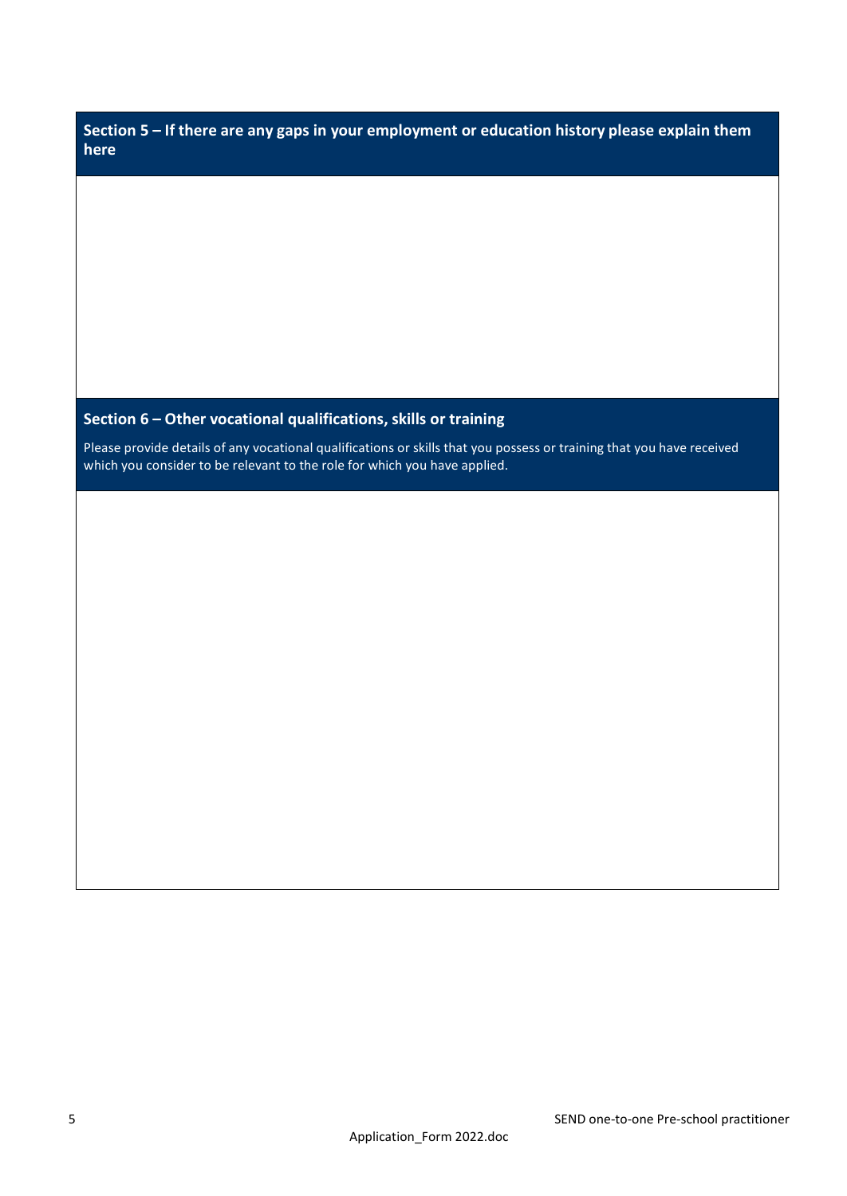## Section 5 – If there are any gaps in your employment or education history please explain them here

## Section 6 – Other vocational qualifications, skills or training

Please provide details of any vocational qualifications or skills that you possess or training that you have received which you consider to be relevant to the role for which you have applied.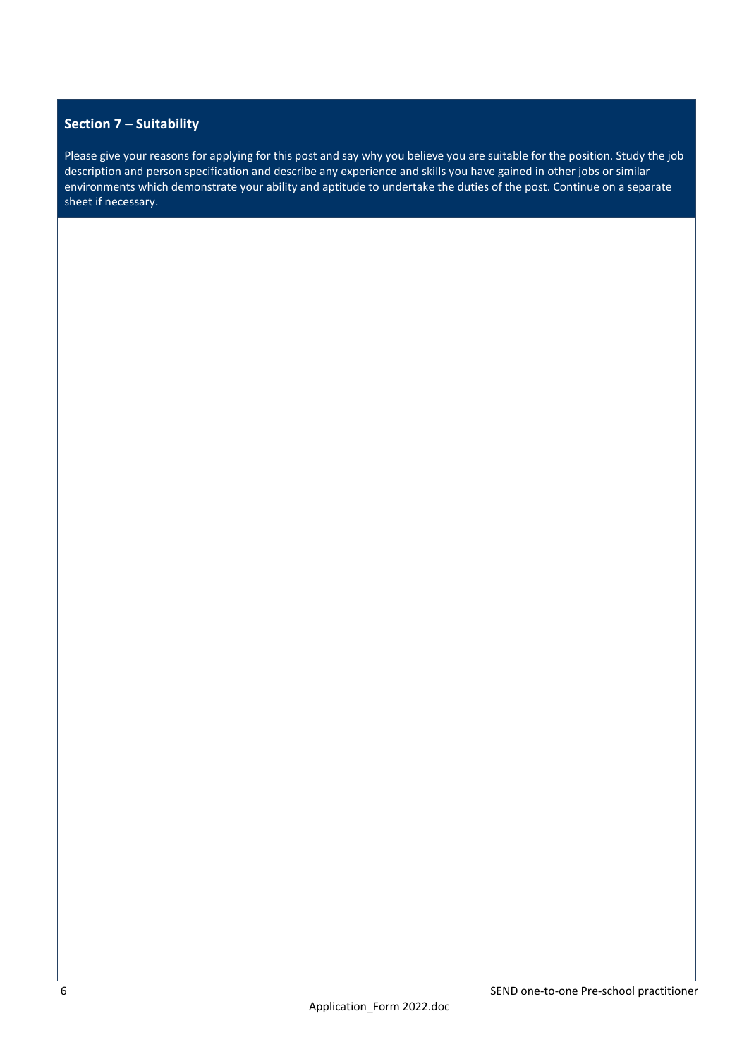## Section 7 – Suitability

Please give your reasons for applying for this post and say why you believe you are suitable for the position. Study the job description and person specification and describe any experience and skills you have gained in other jobs or similar environments which demonstrate your ability and aptitude to undertake the duties of the post. Continue on a separate sheet if necessary.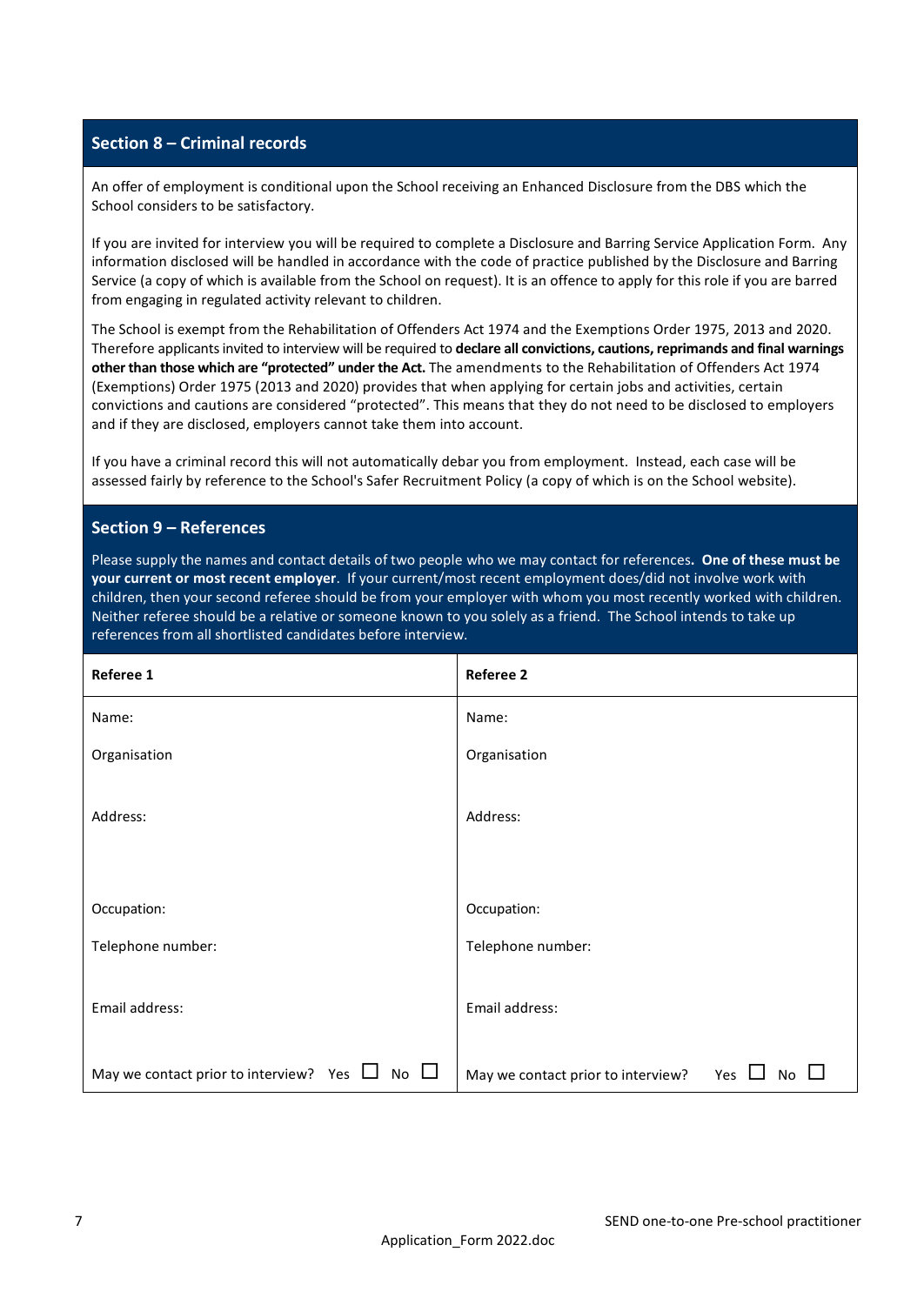## Section 8 – Criminal records

An offer of employment is conditional upon the School receiving an Enhanced Disclosure from the DBS which the School considers to be satisfactory.

If you are invited for interview you will be required to complete a Disclosure and Barring Service Application Form. Any information disclosed will be handled in accordance with the code of practice published by the Disclosure and Barring Service (a copy of which is available from the School on request). It is an offence to apply for this role if you are barred from engaging in regulated activity relevant to children.

The School is exempt from the Rehabilitation of Offenders Act 1974 and the Exemptions Order 1975, 2013 and 2020. Therefore applicants invited to interview will be required to **declare all convictions, cautions, reprimands and final warnings other than those which are "protected" under the Act.** The amendments to the Rehabilitation of Offenders Act 1974 (Exemptions) Order 1975 (2013 and 2020) provides that when applying for certain jobs and activities, certain convictions and cautions are considered "protected". This means that they do not need to be disclosed to employers and if they are disclosed, employers cannot take them into account.

If you have a criminal record this will not automatically debar you from employment. Instead, each case will be assessed fairly by reference to the School's Safer Recruitment Policy (a copy of which is on the School website).

## Section 9 – References

Please supply the names and contact details of two people who we may contact for references**. One of these must be your current or most recent employer**. If your current/most recent employment does/did not involve work with children, then your second referee should be from your employer with whom you most recently worked with children. Neither referee should be a relative or someone known to you solely as a friend. The School intends to take up references from all shortlisted candidates before interview.

| **Referee 1** | **Referee 2** |
|---|---|
| Name: | Name: |
| Organisation | Organisation |
| Address: | Address: |
| Occupation: | Occupation: |
| Telephone number: | Telephone number: |
| Email address: | Email address: |
| May we contact prior to interview? Yes ☐ No ☐ | May we contact prior to interview? Yes ☐ No ☐ |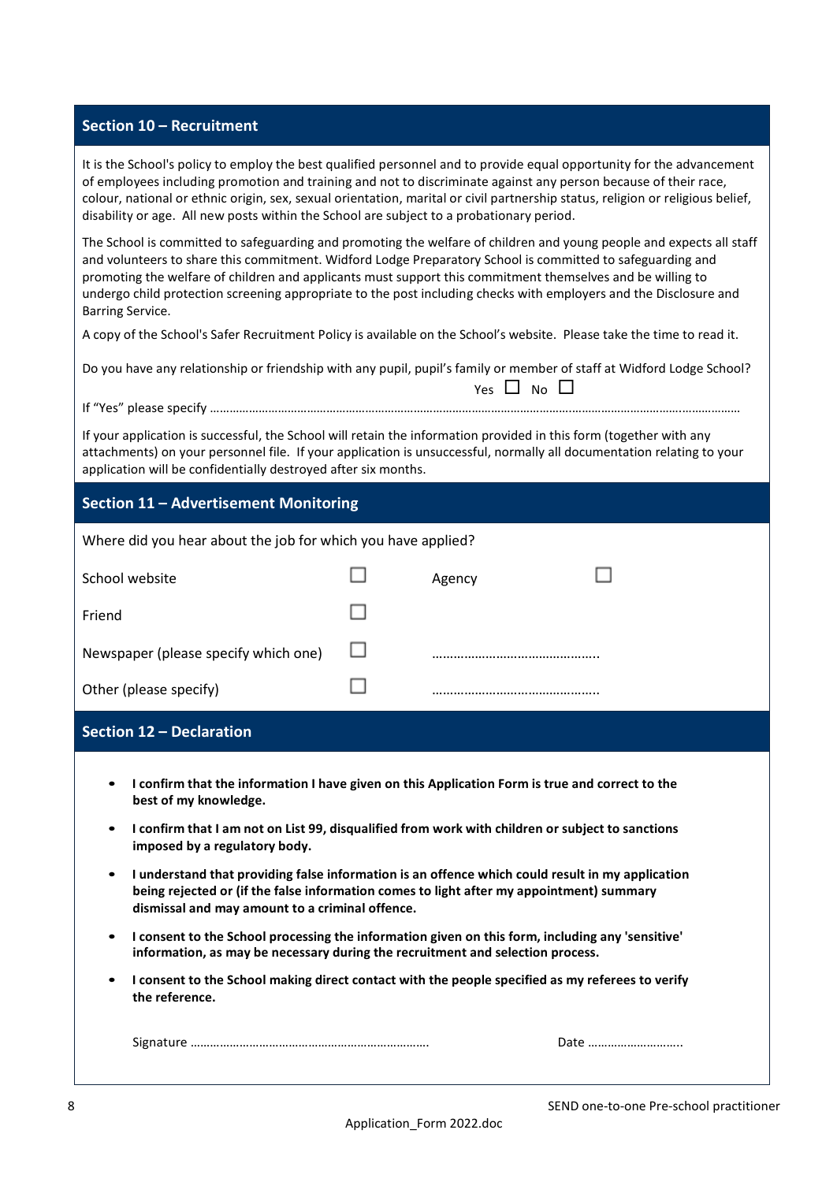## Section 10 – Recruitment

It is the School's policy to employ the best qualified personnel and to provide equal opportunity for the advancement of employees including promotion and training and not to discriminate against any person because of their race, colour, national or ethnic origin, sex, sexual orientation, marital or civil partnership status, religion or religious belief, disability or age. All new posts within the School are subject to a probationary period.

The School is committed to safeguarding and promoting the welfare of children and young people and expects all staff and volunteers to share this commitment. Widford Lodge Preparatory School is committed to safeguarding and promoting the welfare of children and applicants must support this commitment themselves and be willing to undergo child protection screening appropriate to the post including checks with employers and the Disclosure and Barring Service.

A copy of the School's Safer Recruitment Policy is available on the School's website. Please take the time to read it.

Do you have any relationship or friendship with any pupil, pupil's family or member of staff at Widford Lodge School?

Yes ☐ No ☐

If "Yes" please specify ……………………………………………………………………………………………………………………………………………

If your application is successful, the School will retain the information provided in this form (together with any attachments) on your personnel file. If your application is unsuccessful, normally all documentation relating to your application will be confidentially destroyed after six months.

## Section 11 – Advertisement Monitoring

Where did you hear about the job for which you have applied?

| | | | |
|---|---|---|---|
| School website | ☐ | Agency | ☐ |
| Friend | ☐ | | |
| Newspaper (please specify which one) | ☐ | ……………………………………….. | |
| Other (please specify) | ☐ | ……………………………………….. | |

## Section 12 – Declaration

- **I confirm that the information I have given on this Application Form is true and correct to the best of my knowledge.**
- **I confirm that I am not on List 99, disqualified from work with children or subject to sanctions imposed by a regulatory body.**
- **I understand that providing false information is an offence which could result in my application being rejected or (if the false information comes to light after my appointment) summary dismissal and may amount to a criminal offence.**
- **I consent to the School processing the information given on this form, including any 'sensitive' information, as may be necessary during the recruitment and selection process.**
- **I consent to the School making direct contact with the people specified as my referees to verify the reference.**

Signature ……………………………………………………………….   Date ………………………..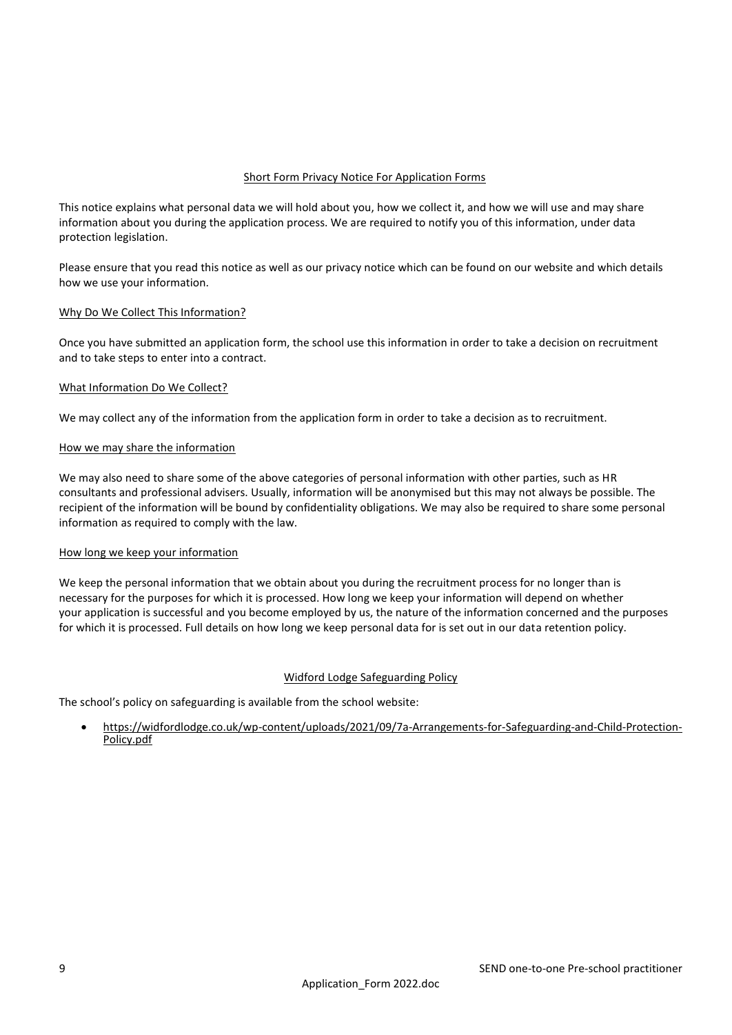## Short Form Privacy Notice For Application Forms

This notice explains what personal data we will hold about you, how we collect it, and how we will use and may share information about you during the application process. We are required to notify you of this information, under data protection legislation.

Please ensure that you read this notice as well as our privacy notice which can be found on our website and which details how we use your information.

### Why Do We Collect This Information?

Once you have submitted an application form, the school use this information in order to take a decision on recruitment and to take steps to enter into a contract.

### What Information Do We Collect?

We may collect any of the information from the application form in order to take a decision as to recruitment.

### How we may share the information

We may also need to share some of the above categories of personal information with other parties, such as HR consultants and professional advisers. Usually, information will be anonymised but this may not always be possible. The recipient of the information will be bound by confidentiality obligations. We may also be required to share some personal information as required to comply with the law.

### How long we keep your information

We keep the personal information that we obtain about you during the recruitment process for no longer than is necessary for the purposes for which it is processed. How long we keep your information will depend on whether your application is successful and you become employed by us, the nature of the information concerned and the purposes for which it is processed. Full details on how long we keep personal data for is set out in our data retention policy.

## Widford Lodge Safeguarding Policy

The school's policy on safeguarding is available from the school website:

- https://widfordlodge.co.uk/wp-content/uploads/2021/09/7a-Arrangements-for-Safeguarding-and-Child-Protection-Policy.pdf